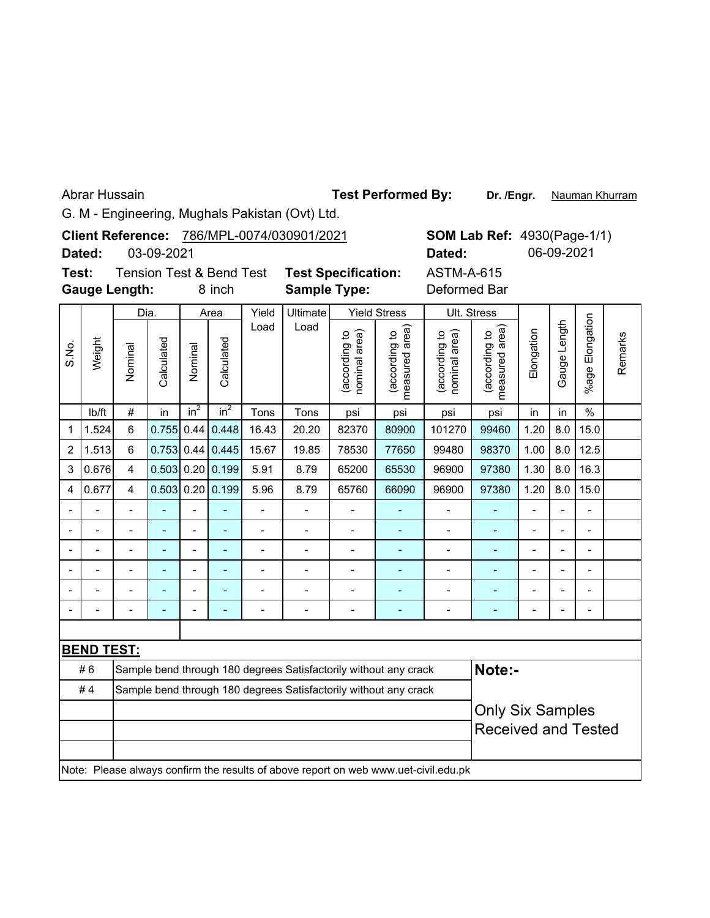Abrar Hussain

G. M - Engineering, Mughals Pakistan (Ovt) Ltd.

**Test Performed By:** **Dr. /Engr.** Nauman Khurram

**Client Reference:** 786/MPL-0074/030901/2021

**Dated:** 03-09-2021

**SOM Lab Ref:** 4930(Page-1/1)

**Dated:** 06-09-2021

**Test:** Tension Test & Bend Test

**Gauge Length:** 8 inch

**Test Specification:** ASTM-A-615

**Sample Type:** Deformed Bar

| S.No. | Weight | Dia. | | Area | | Yield Load | Ultimate Load | Yield Stress | | Ult. Stress | | Elongation | Gauge Length | %age Elongation | Remarks |
|---|---|---|---|---|---|---|---|---|---|---|---|---|---|---|---|
| | | Nominal | Calculated | Nominal | Calculated | | | (according to nominal area) | (according to measured area) | (according to nominal area) | (according to measured area) | | | | |
| | lb/ft | # | in | $in^2$ | $in^2$ | Tons | Tons | psi | psi | psi | psi | in | in | % | |
| 1 | 1.524 | 6 | 0.755 | 0.44 | 0.448 | 16.43 | 20.20 | 82370 | 80900 | 101270 | 99460 | 1.20 | 8.0 | 15.0 | |
| 2 | 1.513 | 6 | 0.753 | 0.44 | 0.445 | 15.67 | 19.85 | 78530 | 77650 | 99480 | 98370 | 1.00 | 8.0 | 12.5 | |
| 3 | 0.676 | 4 | 0.503 | 0.20 | 0.199 | 5.91 | 8.79 | 65200 | 65530 | 96900 | 97380 | 1.30 | 8.0 | 16.3 | |
| 4 | 0.677 | 4 | 0.503 | 0.20 | 0.199 | 5.96 | 8.79 | 65760 | 66090 | 96900 | 97380 | 1.20 | 8.0 | 15.0 | |
| - | - | - | - | - | - | - | - | - | - | - | - | - | - | - | |
| - | - | - | - | - | - | - | - | - | - | - | - | - | - | - | |
| - | - | - | - | - | - | - | - | - | - | - | - | - | - | - | |
| - | - | - | - | - | - | - | - | - | - | - | - | - | - | - | |
| - | - | - | - | - | - | - | - | - | - | - | - | - | - | - | |
| - | - | - | - | - | - | - | - | - | - | - | - | - | - | - | |

**BEND TEST:**

| | | |
|---|---|---|
| # 6 | Sample bend through 180 degrees Satisfactorily without any crack | **Note:-** |
| # 4 | Sample bend through 180 degrees Satisfactorily without any crack | Only Six Samples Received and Tested |

Note: Please always confirm the results of above report on web www.uet-civil.edu.pk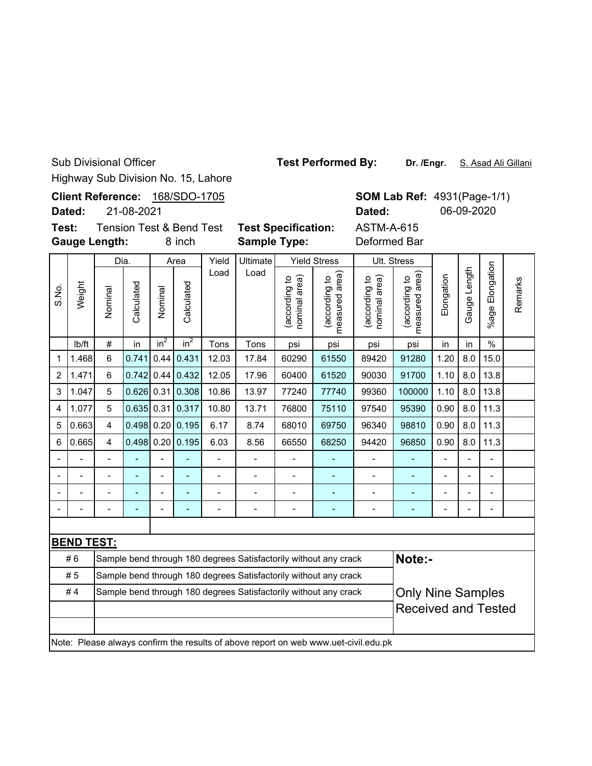Sub Divisional Officer

Highway Sub Division No. 15, Lahore

**Test Performed By:** **Dr. /Engr.** S. Asad Ali Gillani

**Client Reference:** 168/SDO-1705

**Dated:** 21-08-2021

**SOM Lab Ref:** 4931(Page-1/1)

**Dated:** 06-09-2020

**Test:** Tension Test & Bend Test

**Gauge Length:** 8 inch

**Test Specification:** ASTM-A-615

**Sample Type:** Deformed Bar

| S.No. | Weight | Dia. | | Area | | Yield Load | Ultimate Load | Yield Stress | | Ult. Stress | | Elongation | Gauge Length | %age Elongation | Remarks |
|---|---|---|---|---|---|---|---|---|---|---|---|---|---|---|---|
| | | Nominal | Calculated | Nominal | Calculated | | | (according to nominal area) | (according to measured area) | (according to nominal area) | (according to measured area) | | | | |
| | lb/ft | # | in | $in^2$ | $in^2$ | Tons | Tons | psi | psi | psi | psi | in | in | % | |
| 1 | 1.468 | 6 | 0.741 | 0.44 | 0.431 | 12.03 | 17.84 | 60290 | 61550 | 89420 | 91280 | 1.20 | 8.0 | 15.0 | |
| 2 | 1.471 | 6 | 0.742 | 0.44 | 0.432 | 12.05 | 17.96 | 60400 | 61520 | 90030 | 91700 | 1.10 | 8.0 | 13.8 | |
| 3 | 1.047 | 5 | 0.626 | 0.31 | 0.308 | 10.86 | 13.97 | 77240 | 77740 | 99360 | 100000 | 1.10 | 8.0 | 13.8 | |
| 4 | 1.077 | 5 | 0.635 | 0.31 | 0.317 | 10.80 | 13.71 | 76800 | 75110 | 97540 | 95390 | 0.90 | 8.0 | 11.3 | |
| 5 | 0.663 | 4 | 0.498 | 0.20 | 0.195 | 6.17 | 8.74 | 68010 | 69750 | 96340 | 98810 | 0.90 | 8.0 | 11.3 | |
| 6 | 0.665 | 4 | 0.498 | 0.20 | 0.195 | 6.03 | 8.56 | 66550 | 68250 | 94420 | 96850 | 0.90 | 8.0 | 11.3 | |
| - | - | - | - | - | - | - | - | - | - | - | - | - | - | - | |
| - | - | - | - | - | - | - | - | - | - | - | - | - | - | - | |
| - | - | - | - | - | - | - | - | - | - | - | - | - | - | - | |
| - | - | - | - | - | - | - | - | - | - | - | - | - | - | - | |

**BEND TEST:**

| | |
|---|---|
| # 6 | Sample bend through 180 degrees Satisfactorily without any crack |
| # 5 | Sample bend through 180 degrees Satisfactorily without any crack |
| # 4 | Sample bend through 180 degrees Satisfactorily without any crack |

**Note:-**

Only Nine Samples Received and Tested

Note: Please always confirm the results of above report on web www.uet-civil.edu.pk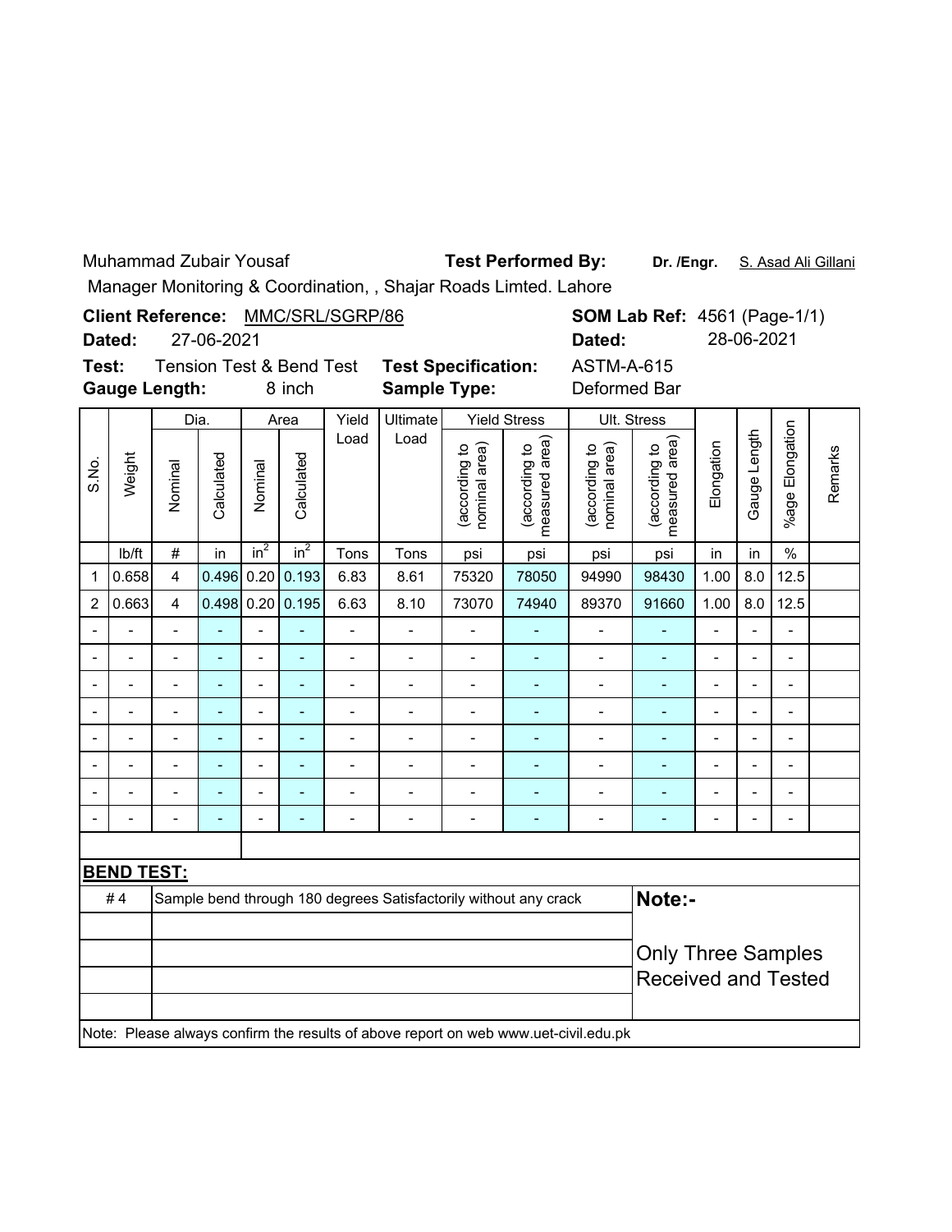Muhammad Zubair Yousaf **Test Performed By:** **Dr. /Engr.** S. Asad Ali Gillani

Manager Monitoring & Coordination, , Shajar Roads Limted. Lahore

**Client Reference:** MMC/SRL/SGRP/86 **SOM Lab Ref:** 4561 (Page-1/1)

**Dated:** 27-06-2021 **Dated:** 28-06-2021

**Test:** Tension Test & Bend Test **Test Specification:** ASTM-A-615

**Gauge Length:** 8 inch **Sample Type:** Deformed Bar

| S.No. | Weight | Dia. | | Area | | Yield Load | Ultimate Load | Yield Stress | | Ult. Stress | | Elongation | Gauge Length | %age Elongation | Remarks |
|---|---|---|---|---|---|---|---|---|---|---|---|---|---|---|---|
| | | Nominal | Calculated | Nominal | Calculated | | | (according to nominal area) | (according to measured area) | (according to nominal area) | (according to measured area) | | | | |
| | lb/ft | # | in | $in^2$ | $in^2$ | Tons | Tons | psi | psi | psi | psi | in | in | % | |
| 1 | 0.658 | 4 | 0.496 | 0.20 | 0.193 | 6.83 | 8.61 | 75320 | 78050 | 94990 | 98430 | 1.00 | 8.0 | 12.5 | |
| 2 | 0.663 | 4 | 0.498 | 0.20 | 0.195 | 6.63 | 8.10 | 73070 | 74940 | 89370 | 91660 | 1.00 | 8.0 | 12.5 | |
| - | - | - | - | - | - | - | - | - | - | - | - | - | - | - | |
| - | - | - | - | - | - | - | - | - | - | - | - | - | - | - | |
| - | - | - | - | - | - | - | - | - | - | - | - | - | - | - | |
| - | - | - | - | - | - | - | - | - | - | - | - | - | - | - | |
| - | - | - | - | - | - | - | - | - | - | - | - | - | - | - | |
| - | - | - | - | - | - | - | - | - | - | - | - | - | - | - | |
| - | - | - | - | - | - | - | - | - | - | - | - | - | - | - | |
| - | - | - | - | - | - | - | - | - | - | - | - | - | - | - | |

**BEND TEST:**

| | | |
|---|---|---|
| # 4 | Sample bend through 180 degrees Satisfactorily without any crack | **Note:-** |
| | | Only Three Samples Received and Tested |

Note: Please always confirm the results of above report on web www.uet-civil.edu.pk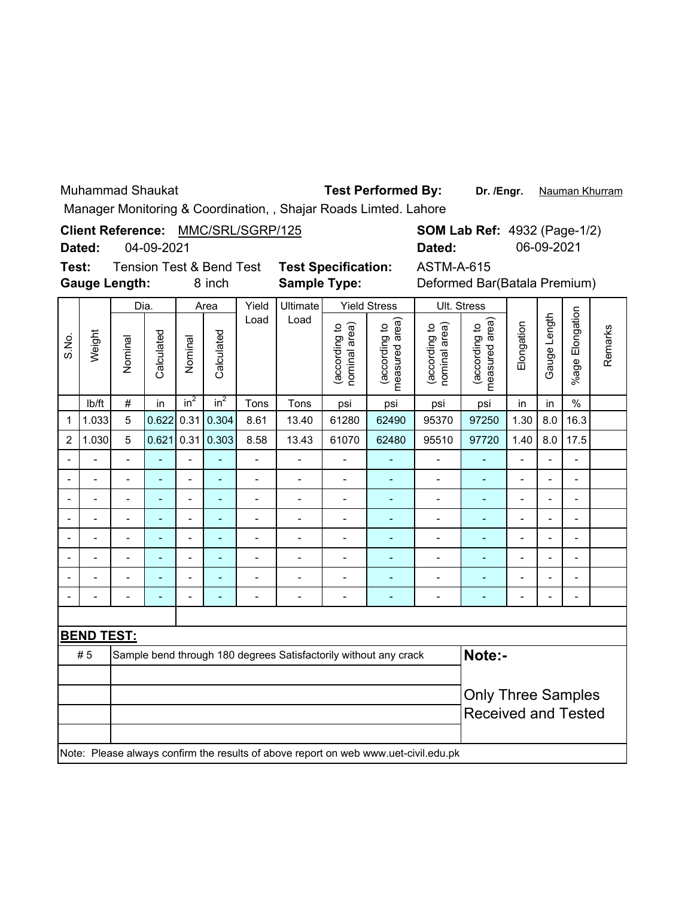Muhammad Shaukat **Test Performed By:** **Dr. /Engr.** Nauman Khurram

Manager Monitoring & Coordination, , Shajar Roads Limted. Lahore

**Client Reference:** MMC/SRL/SGRP/125 **SOM Lab Ref:** 4932 (Page-1/2)

**Dated:** 04-09-2021 **Dated:** 06-09-2021

**Test:** Tension Test & Bend Test **Test Specification:** ASTM-A-615

**Gauge Length:** 8 inch **Sample Type:** Deformed Bar(Batala Premium)

| S.No. | Weight | Dia. | | Area | | Yield Load | Ultimate Load | Yield Stress | | Ult. Stress | | Elongation | Gauge Length | %age Elongation | Remarks |
|---|---|---|---|---|---|---|---|---|---|---|---|---|---|---|---|
| | | Nominal | Calculated | Nominal | Calculated | | | (according to nominal area) | (according to measured area) | (according to nominal area) | (according to measured area) | | | | |
| | lb/ft | # | in | $in^2$ | $in^2$ | Tons | Tons | psi | psi | psi | psi | in | in | % | |
| 1 | 1.033 | 5 | 0.622 | 0.31 | 0.304 | 8.61 | 13.40 | 61280 | 62490 | 95370 | 97250 | 1.30 | 8.0 | 16.3 | |
| 2 | 1.030 | 5 | 0.621 | 0.31 | 0.303 | 8.58 | 13.43 | 61070 | 62480 | 95510 | 97720 | 1.40 | 8.0 | 17.5 | |
| - | - | - | - | - | - | - | - | - | - | - | - | - | - | - | |
| - | - | - | - | - | - | - | - | - | - | - | - | - | - | - | |
| - | - | - | - | - | - | - | - | - | - | - | - | - | - | - | |
| - | - | - | - | - | - | - | - | - | - | - | - | - | - | - | |
| - | - | - | - | - | - | - | - | - | - | - | - | - | - | - | |
| - | - | - | - | - | - | - | - | - | - | - | - | - | - | - | |
| - | - | - | - | - | - | - | - | - | - | - | - | - | - | - | |
| - | - | - | - | - | - | - | - | - | - | - | - | - | - | - | |

**BEND TEST:**

| | | |
|---|---|---|
| # 5 | Sample bend through 180 degrees Satisfactorily without any crack | **Note:-** |
| | | Only Three Samples Received and Tested |

Note: Please always confirm the results of above report on web www.uet-civil.edu.pk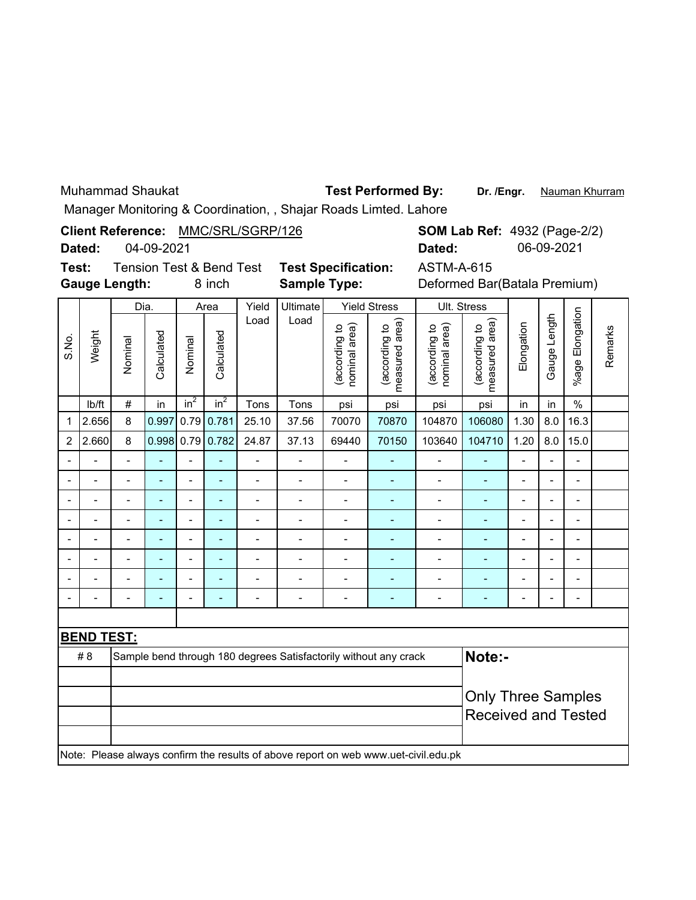Muhammad Shaukat **Test Performed By:** **Dr. /Engr.** Nauman Khurram

Manager Monitoring & Coordination, , Shajar Roads Limted. Lahore

**Client Reference:** MMC/SRL/SGRP/126 **SOM Lab Ref:** 4932 (Page-2/2)

**Dated:** 04-09-2021 **Dated:** 06-09-2021

**Test:** Tension Test & Bend Test **Test Specification:** ASTM-A-615

**Gauge Length:** 8 inch **Sample Type:** Deformed Bar(Batala Premium)

| S.No. | Weight | Dia. | | Area | | Yield Load | Ultimate Load | Yield Stress | | Ult. Stress | | Elongation | Gauge Length | %age Elongation | Remarks |
|---|---|---|---|---|---|---|---|---|---|---|---|---|---|---|---|
| | | Nominal | Calculated | Nominal | Calculated | | | (according to nominal area) | (according to measured area) | (according to nominal area) | (according to measured area) | | | | |
| | lb/ft | # | in | $in^2$ | $in^2$ | Tons | Tons | psi | psi | psi | psi | in | in | % | |
| 1 | 2.656 | 8 | 0.997 | 0.79 | 0.781 | 25.10 | 37.56 | 70070 | 70870 | 104870 | 106080 | 1.30 | 8.0 | 16.3 | |
| 2 | 2.660 | 8 | 0.998 | 0.79 | 0.782 | 24.87 | 37.13 | 69440 | 70150 | 103640 | 104710 | 1.20 | 8.0 | 15.0 | |
| - | - | - | - | - | - | - | - | - | - | - | - | - | - | - | |
| - | - | - | - | - | - | - | - | - | - | - | - | - | - | - | |
| - | - | - | - | - | - | - | - | - | - | - | - | - | - | - | |
| - | - | - | - | - | - | - | - | - | - | - | - | - | - | - | |
| - | - | - | - | - | - | - | - | - | - | - | - | - | - | - | |
| - | - | - | - | - | - | - | - | - | - | - | - | - | - | - | |
| - | - | - | - | - | - | - | - | - | - | - | - | - | - | - | |
| - | - | - | - | - | - | - | - | - | - | - | - | - | - | - | |

**BEND TEST:**

| | | |
|---|---|---|
| # 8 | Sample bend through 180 degrees Satisfactorily without any crack | **Note:-** |
| | | Only Three Samples Received and Tested |

Note: Please always confirm the results of above report on web www.uet-civil.edu.pk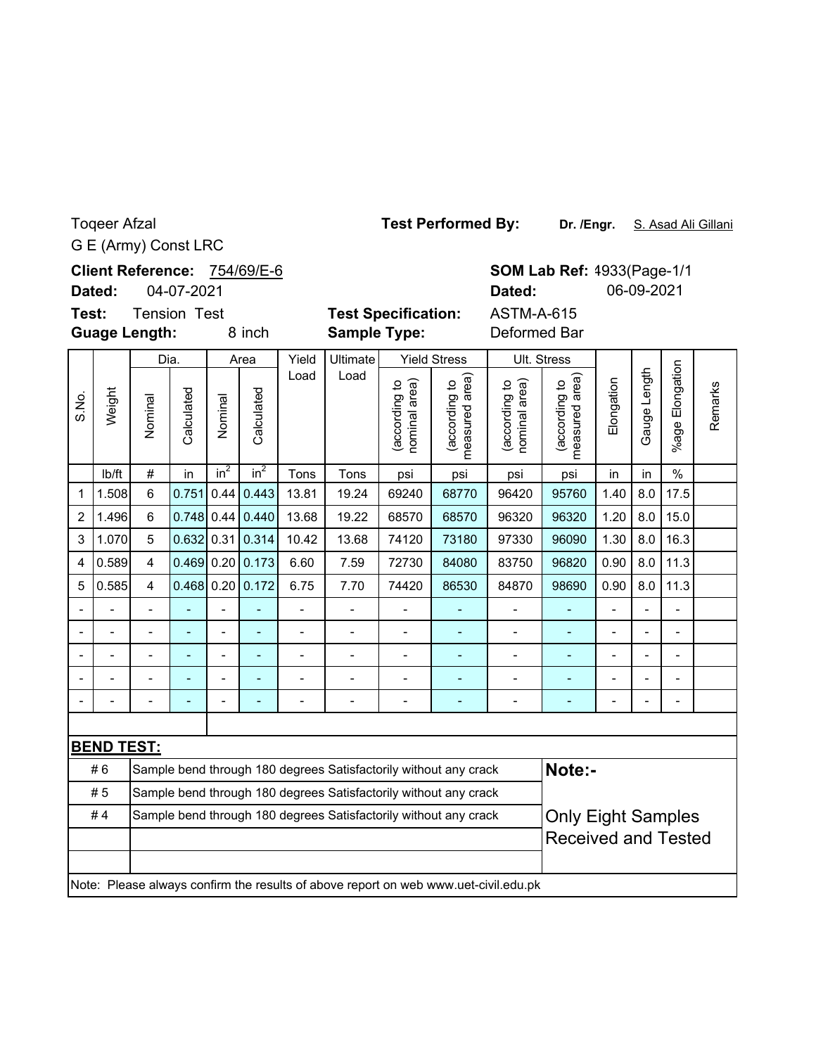Toqeer Afzal

G E (Army) Const LRC

**Test Performed By:** **Dr. /Engr.** S. Asad Ali Gillani

**Client Reference:** 754/69/E-6

**Dated:** 04-07-2021

**SOM Lab Ref:** 4933(Page-1/1

**Dated:** 06-09-2021

**Test:** Tension Test

**Guage Length:** 8 inch

**Test Specification:** ASTM-A-615

**Sample Type:** Deformed Bar

| S.No. | Weight | Dia. | | Area | | Yield Load | Ultimate Load | Yield Stress | | Ult. Stress | | Elongation | Gauge Length | %age Elongation | Remarks |
|---|---|---|---|---|---|---|---|---|---|---|---|---|---|---|---|
| | | Nominal | Calculated | Nominal | Calculated | | | (according to nominal area) | (according to measured area) | (according to nominal area) | (according to measured area) | | | | |
| | lb/ft | # | in | $in^2$ | $in^2$ | Tons | Tons | psi | psi | psi | psi | in | in | % | |
| 1 | 1.508 | 6 | 0.751 | 0.44 | 0.443 | 13.81 | 19.24 | 69240 | 68770 | 96420 | 95760 | 1.40 | 8.0 | 17.5 | |
| 2 | 1.496 | 6 | 0.748 | 0.44 | 0.440 | 13.68 | 19.22 | 68570 | 68570 | 96320 | 96320 | 1.20 | 8.0 | 15.0 | |
| 3 | 1.070 | 5 | 0.632 | 0.31 | 0.314 | 10.42 | 13.68 | 74120 | 73180 | 97330 | 96090 | 1.30 | 8.0 | 16.3 | |
| 4 | 0.589 | 4 | 0.469 | 0.20 | 0.173 | 6.60 | 7.59 | 72730 | 84080 | 83750 | 96820 | 0.90 | 8.0 | 11.3 | |
| 5 | 0.585 | 4 | 0.468 | 0.20 | 0.172 | 6.75 | 7.70 | 74420 | 86530 | 84870 | 98690 | 0.90 | 8.0 | 11.3 | |
| - | - | - | - | - | - | - | - | - | - | - | - | - | - | - | |
| - | - | - | - | - | - | - | - | - | - | - | - | - | - | - | |
| - | - | - | - | - | - | - | - | - | - | - | - | - | - | - | |
| - | - | - | - | - | - | - | - | - | - | - | - | - | - | - | |
| - | - | - | - | - | - | - | - | - | - | - | - | - | - | - | |

**BEND TEST:**

| | |
|---|---|
| # 6 | Sample bend through 180 degrees Satisfactorily without any crack |
| # 5 | Sample bend through 180 degrees Satisfactorily without any crack |
| # 4 | Sample bend through 180 degrees Satisfactorily without any crack |

**Note:-**

Only Eight Samples Received and Tested

Note: Please always confirm the results of above report on web www.uet-civil.edu.pk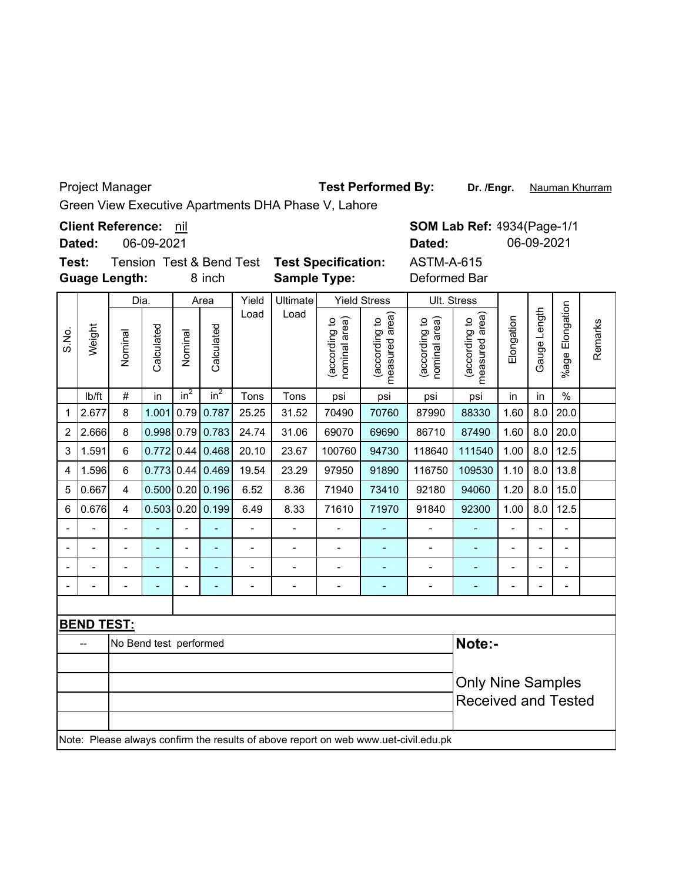Project Manager **Test Performed By:** **Dr. /Engr.** Nauman Khurram

Green View Executive Apartments DHA Phase V, Lahore

**Client Reference:** nil **SOM Lab Ref:** 4934(Page-1/1

**Dated:** 06-09-2021 **Dated:** 06-09-2021

**Test:** Tension Test & Bend Test **Test Specification:** ASTM-A-615

**Guage Length:** 8 inch **Sample Type:** Deformed Bar

| S.No. | Weight | Dia. | | Area | | Yield Load | Ultimate Load | Yield Stress | | Ult. Stress | | Elongation | Gauge Length | %age Elongation | Remarks |
|---|---|---|---|---|---|---|---|---|---|---|---|---|---|---|---|
| | | Nominal | Calculated | Nominal | Calculated | | | (according to nominal area) | (according to measured area) | (according to nominal area) | (according to measured area) | | | | |
| | lb/ft | # | in | $in^2$ | $in^2$ | Tons | Tons | psi | psi | psi | psi | in | in | % | |
| 1 | 2.677 | 8 | 1.001 | 0.79 | 0.787 | 25.25 | 31.52 | 70490 | 70760 | 87990 | 88330 | 1.60 | 8.0 | 20.0 | |
| 2 | 2.666 | 8 | 0.998 | 0.79 | 0.783 | 24.74 | 31.06 | 69070 | 69690 | 86710 | 87490 | 1.60 | 8.0 | 20.0 | |
| 3 | 1.591 | 6 | 0.772 | 0.44 | 0.468 | 20.10 | 23.67 | 100760 | 94730 | 118640 | 111540 | 1.00 | 8.0 | 12.5 | |
| 4 | 1.596 | 6 | 0.773 | 0.44 | 0.469 | 19.54 | 23.29 | 97950 | 91890 | 116750 | 109530 | 1.10 | 8.0 | 13.8 | |
| 5 | 0.667 | 4 | 0.500 | 0.20 | 0.196 | 6.52 | 8.36 | 71940 | 73410 | 92180 | 94060 | 1.20 | 8.0 | 15.0 | |
| 6 | 0.676 | 4 | 0.503 | 0.20 | 0.199 | 6.49 | 8.33 | 71610 | 71970 | 91840 | 92300 | 1.00 | 8.0 | 12.5 | |
| - | - | - | - | - | - | - | - | - | - | - | - | - | - | - | |
| - | - | - | - | - | - | - | - | - | - | - | - | - | - | - | |
| - | - | - | - | - | - | - | - | - | - | - | - | - | - | - | |
| - | - | - | - | - | - | - | - | - | - | - | - | - | - | - | |

**BEND TEST:**

| -- | No Bend test performed |
|---|---|

**Note:-**

Only Nine Samples Received and Tested

Note: Please always confirm the results of above report on web www.uet-civil.edu.pk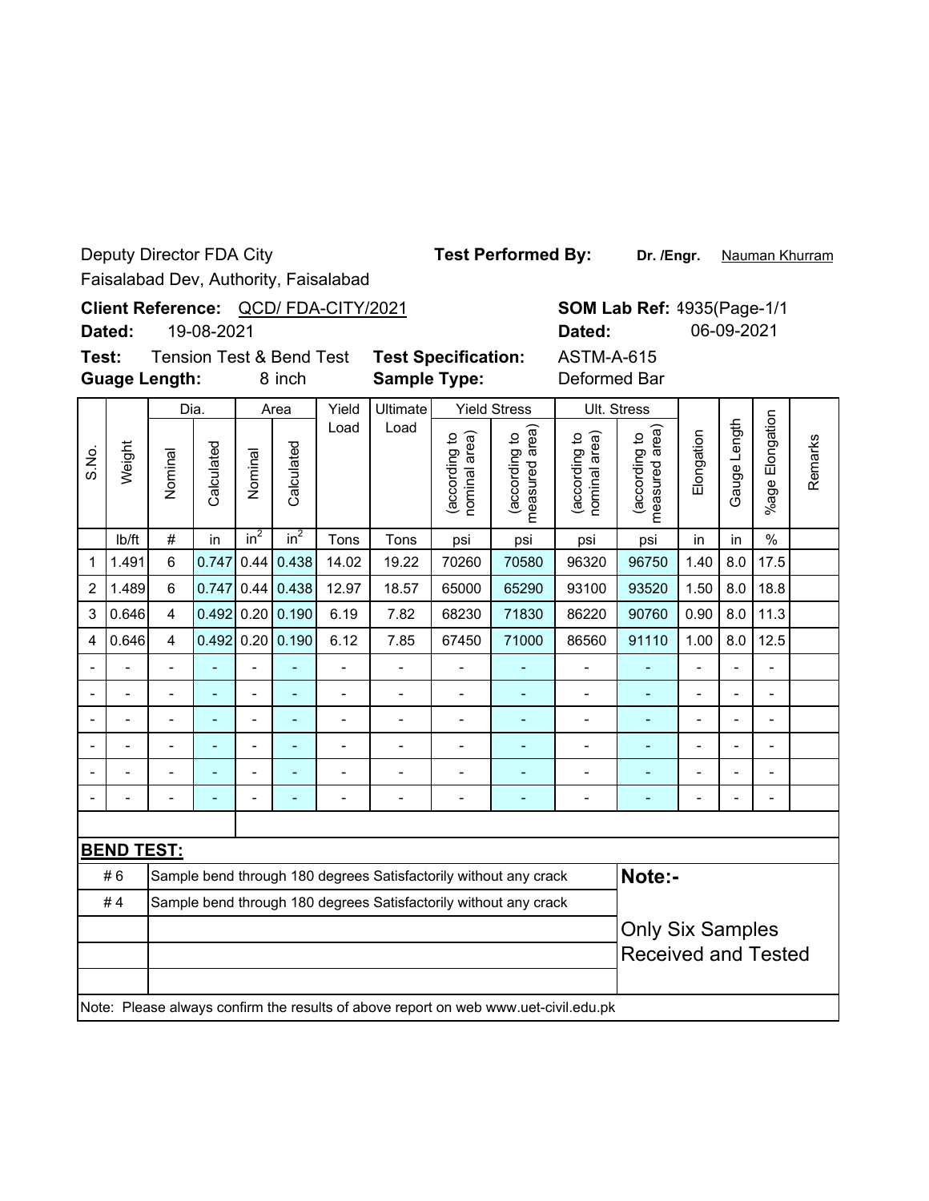Deputy Director FDA City

Faisalabad Dev, Authority, Faisalabad

**Test Performed By:** **Dr. /Engr.** Nauman Khurram

**Client Reference:** QCD/ FDA-CITY/2021

**Dated:** 19-08-2021

**SOM Lab Ref:** 4935(Page-1/1

**Dated:** 06-09-2021

**Test:** Tension Test & Bend Test

**Test Specification:** ASTM-A-615

**Guage Length:** 8 inch

**Sample Type:** Deformed Bar

| S.No. | Weight | Dia. | | Area | | Yield Load | Ultimate Load | Yield Stress | | Ult. Stress | | Elongation | Gauge Length | %age Elongation | Remarks |
|---|---|---|---|---|---|---|---|---|---|---|---|---|---|---|---|
| | | Nominal | Calculated | Nominal | Calculated | | | (according to nominal area) | (according to measured area) | (according to nominal area) | (according to measured area) | | | | |
| | lb/ft | # | in | in$^2$ | in$^2$ | Tons | Tons | psi | psi | psi | psi | in | in | % | |
| 1 | 1.491 | 6 | 0.747 | 0.44 | 0.438 | 14.02 | 19.22 | 70260 | 70580 | 96320 | 96750 | 1.40 | 8.0 | 17.5 | |
| 2 | 1.489 | 6 | 0.747 | 0.44 | 0.438 | 12.97 | 18.57 | 65000 | 65290 | 93100 | 93520 | 1.50 | 8.0 | 18.8 | |
| 3 | 0.646 | 4 | 0.492 | 0.20 | 0.190 | 6.19 | 7.82 | 68230 | 71830 | 86220 | 90760 | 0.90 | 8.0 | 11.3 | |
| 4 | 0.646 | 4 | 0.492 | 0.20 | 0.190 | 6.12 | 7.85 | 67450 | 71000 | 86560 | 91110 | 1.00 | 8.0 | 12.5 | |
| - | - | - | - | - | - | - | - | - | - | - | - | - | - | - | |
| - | - | - | - | - | - | - | - | - | - | - | - | - | - | - | |
| - | - | - | - | - | - | - | - | - | - | - | - | - | - | - | |
| - | - | - | - | - | - | - | - | - | - | - | - | - | - | - | |
| - | - | - | - | - | - | - | - | - | - | - | - | - | - | - | |
| - | - | - | - | - | - | - | - | - | - | - | - | - | - | - | |

**BEND TEST:**

| | |
|---|---|
| # 6 | Sample bend through 180 degrees Satisfactorily without any crack |
| # 4 | Sample bend through 180 degrees Satisfactorily without any crack |

**Note:-**

Only Six Samples Received and Tested

Note: Please always confirm the results of above report on web www.uet-civil.edu.pk